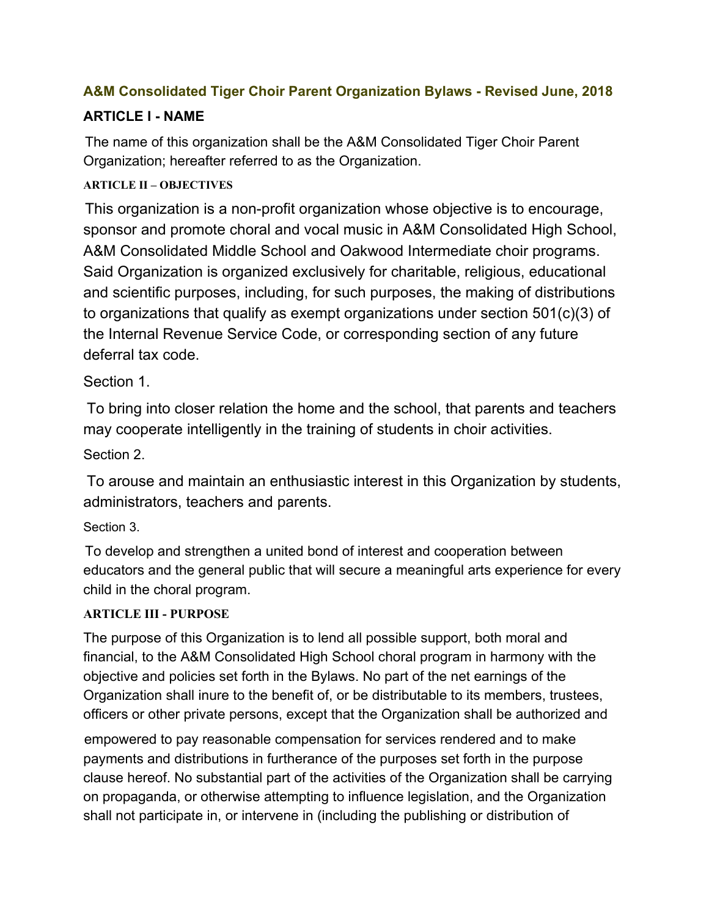## A&M Consolidated Tiger Choir Parent Organization Bylaws - Revised June, 2018

### ARTICLE I - NAME

The name of this organization shall be the A&M Consolidated Tiger Choir Parent Organization; hereafter referred to as the Organization.

### ARTICLE II – OBJECTIVES

This organization is a non-profit organization whose objective is to encourage, sponsor and promote choral and vocal music in A&M Consolidated High School, A&M Consolidated Middle School and Oakwood Intermediate choir programs. Said Organization is organized exclusively for charitable, religious, educational and scientific purposes, including, for such purposes, the making of distributions to organizations that qualify as exempt organizations under section 501(c)(3) of the Internal Revenue Service Code, or corresponding section of any future deferral tax code.

Section 1.

To bring into closer relation the home and the school, that parents and teachers may cooperate intelligently in the training of students in choir activities.

Section 2.

To arouse and maintain an enthusiastic interest in this Organization by students, administrators, teachers and parents.

Section 3.

To develop and strengthen a united bond of interest and cooperation between educators and the general public that will secure a meaningful arts experience for every child in the choral program.

### ARTICLE III - PURPOSE

The purpose of this Organization is to lend all possible support, both moral and financial, to the A&M Consolidated High School choral program in harmony with the objective and policies set forth in the Bylaws. No part of the net earnings of the Organization shall inure to the benefit of, or be distributable to its members, trustees, officers or other private persons, except that the Organization shall be authorized and empowered to pay reasonable compensation for services rendered and to make payments and distributions in furtherance of the purposes set forth in the purpose clause hereof. No substantial part of the activities of the Organization shall be carrying on propaganda, or otherwise attempting to influence legislation, and the Organization shall not participate in, or intervene in (including the publishing or distribution of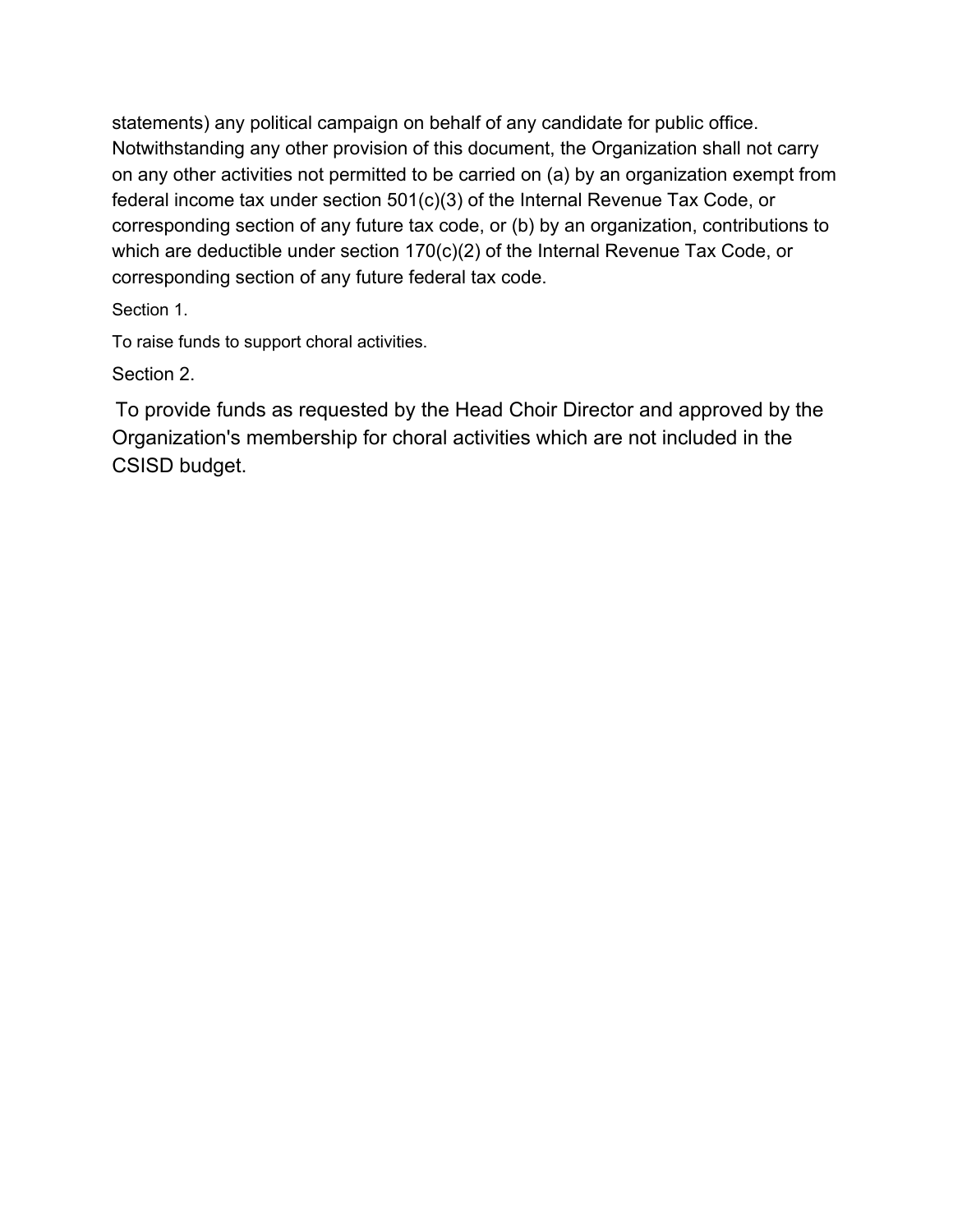statements) any political campaign on behalf of any candidate for public office. Notwithstanding any other provision of this document, the Organization shall not carry on any other activities not permitted to be carried on (a) by an organization exempt from federal income tax under section 501(c)(3) of the Internal Revenue Tax Code, or corresponding section of any future tax code, or (b) by an organization, contributions to which are deductible under section 170(c)(2) of the Internal Revenue Tax Code, or corresponding section of any future federal tax code.

Section 1.

To raise funds to support choral activities.

Section 2.

To provide funds as requested by the Head Choir Director and approved by the Organization's membership for choral activities which are not included in the CSISD budget.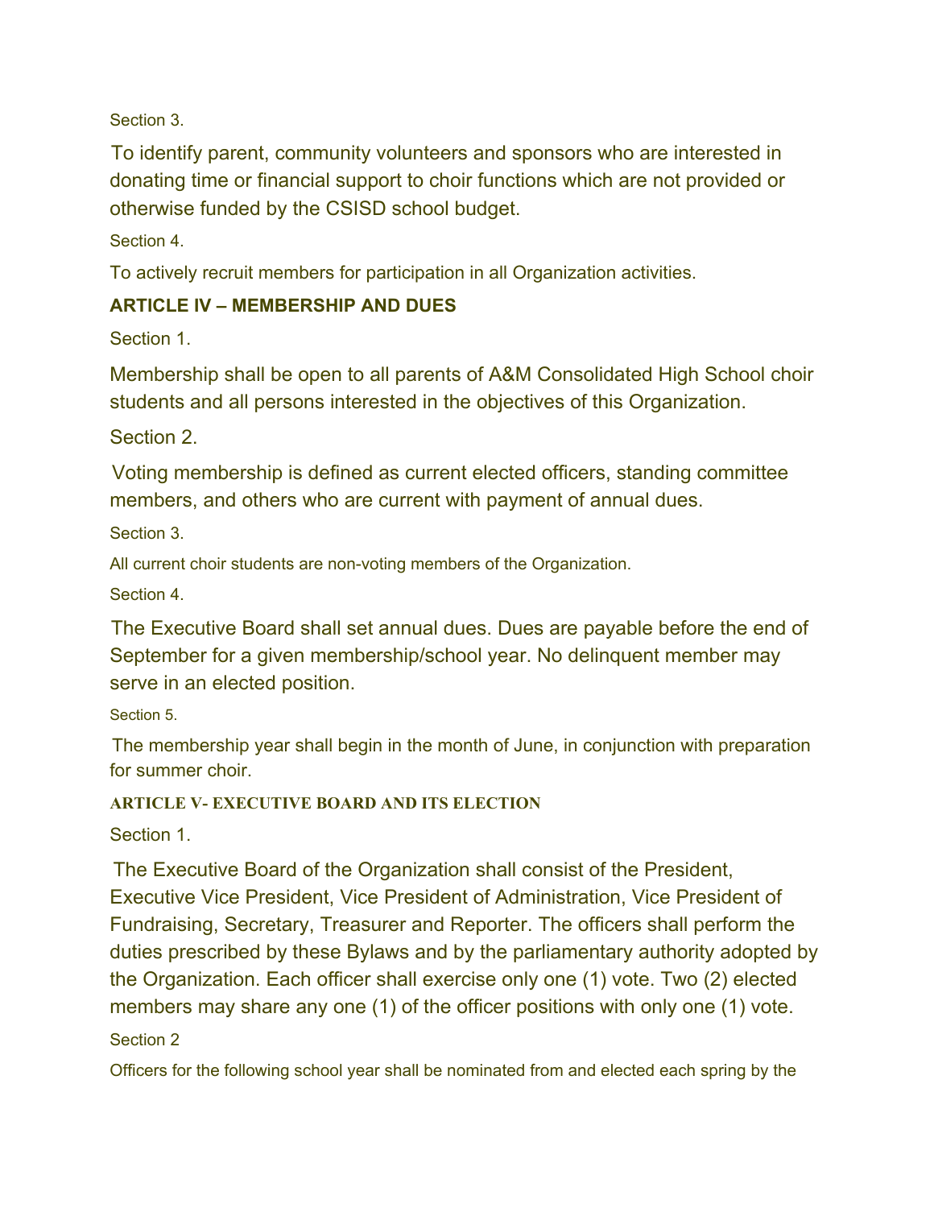Section 3.

To identify parent, community volunteers and sponsors who are interested in donating time or financial support to choir functions which are not provided or otherwise funded by the CSISD school budget.

Section 4.

To actively recruit members for participation in all Organization activities.

## ARTICLE IV – MEMBERSHIP AND DUES

Section 1.

Membership shall be open to all parents of A&M Consolidated High School choir students and all persons interested in the objectives of this Organization.

Section 2.

Voting membership is defined as current elected officers, standing committee members, and others who are current with payment of annual dues.

Section 3.

All current choir students are non-voting members of the Organization.

Section 4.

The Executive Board shall set annual dues. Dues are payable before the end of September for a given membership/school year. No delinquent member may serve in an elected position.

Section 5.

The membership year shall begin in the month of June, in conjunction with preparation for summer choir.

## ARTICLE V- EXECUTIVE BOARD AND ITS ELECTION

Section 1.

The Executive Board of the Organization shall consist of the President, Executive Vice President, Vice President of Administration, Vice President of Fundraising, Secretary, Treasurer and Reporter. The officers shall perform the duties prescribed by these Bylaws and by the parliamentary authority adopted by the Organization. Each officer shall exercise only one (1) vote. Two (2) elected members may share any one (1) of the officer positions with only one (1) vote.

Section 2

Officers for the following school year shall be nominated from and elected each spring by the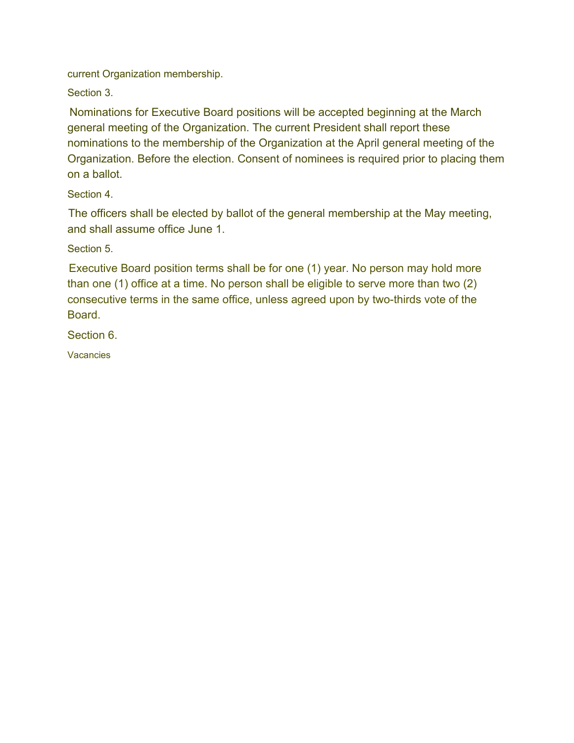current Organization membership.

Section 3.

Nominations for Executive Board positions will be accepted beginning at the March general meeting of the Organization. The current President shall report these nominations to the membership of the Organization at the April general meeting of the Organization. Before the election. Consent of nominees is required prior to placing them on a ballot.

Section 4.

The officers shall be elected by ballot of the general membership at the May meeting, and shall assume office June 1.

Section 5.

Executive Board position terms shall be for one (1) year. No person may hold more than one (1) office at a time. No person shall be eligible to serve more than two (2) consecutive terms in the same office, unless agreed upon by two-thirds vote of the Board.

Section 6.

Vacancies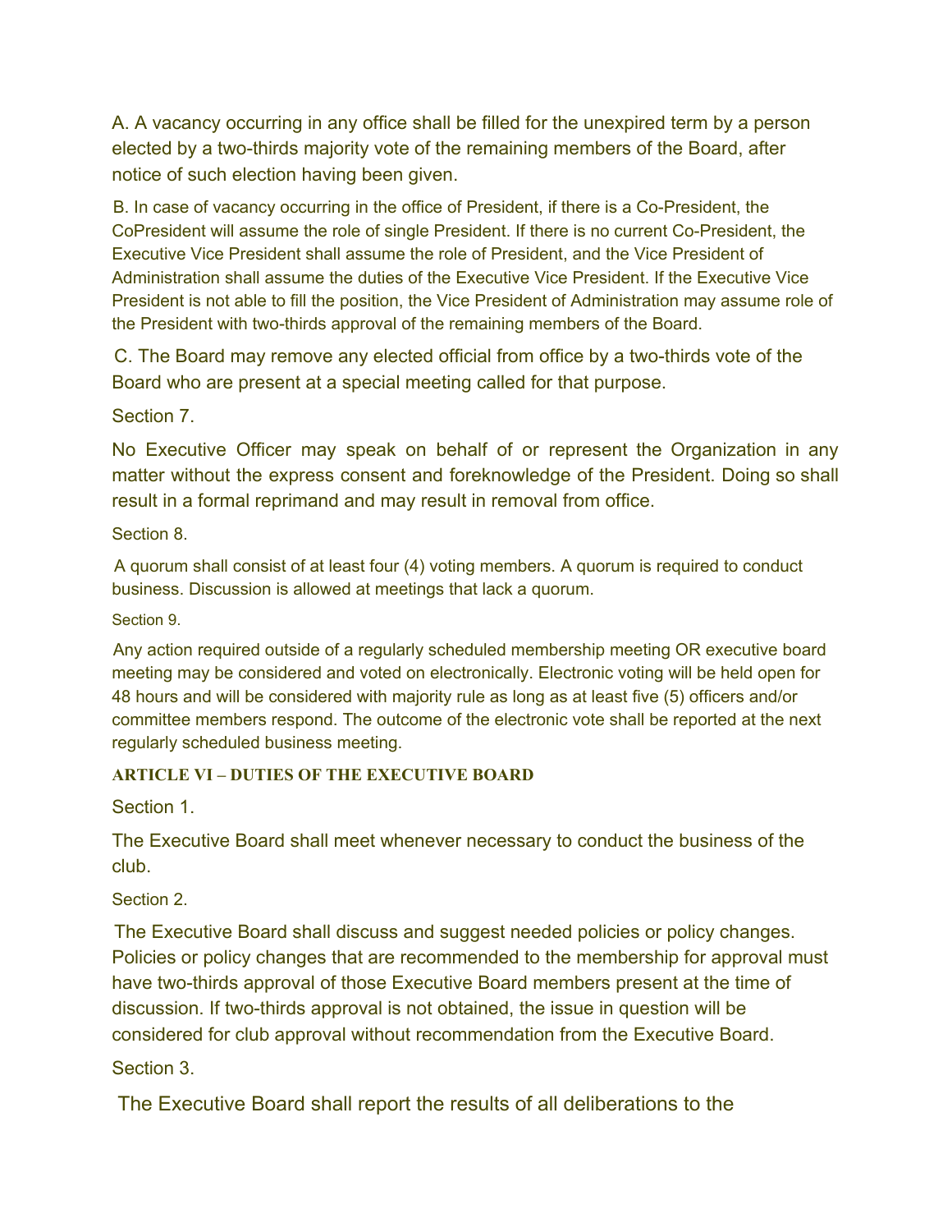A. A vacancy occurring in any office shall be filled for the unexpired term by a person elected by a two-thirds majority vote of the remaining members of the Board, after notice of such election having been given.

B. In case of vacancy occurring in the office of President, if there is a Co-President, the CoPresident will assume the role of single President. If there is no current Co-President, the Executive Vice President shall assume the role of President, and the Vice President of Administration shall assume the duties of the Executive Vice President. If the Executive Vice President is not able to fill the position, the Vice President of Administration may assume role of the President with two-thirds approval of the remaining members of the Board.

C. The Board may remove any elected official from office by a two-thirds vote of the Board who are present at a special meeting called for that purpose.

Section 7.

No Executive Officer may speak on behalf of or represent the Organization in any matter without the express consent and foreknowledge of the President. Doing so shall result in a formal reprimand and may result in removal from office.

Section 8.

A quorum shall consist of at least four (4) voting members. A quorum is required to conduct business. Discussion is allowed at meetings that lack a quorum.

Section 9.

Any action required outside of a regularly scheduled membership meeting OR executive board meeting may be considered and voted on electronically. Electronic voting will be held open for 48 hours and will be considered with majority rule as long as at least five (5) officers and/or committee members respond. The outcome of the electronic vote shall be reported at the next regularly scheduled business meeting.

**ARTICLE VI – DUTIES OF THE EXECUTIVE BOARD**

Section 1.

The Executive Board shall meet whenever necessary to conduct the business of the club.

Section 2.

The Executive Board shall discuss and suggest needed policies or policy changes. Policies or policy changes that are recommended to the membership for approval must have two-thirds approval of those Executive Board members present at the time of discussion. If two-thirds approval is not obtained, the issue in question will be considered for club approval without recommendation from the Executive Board.

Section 3.

The Executive Board shall report the results of all deliberations to the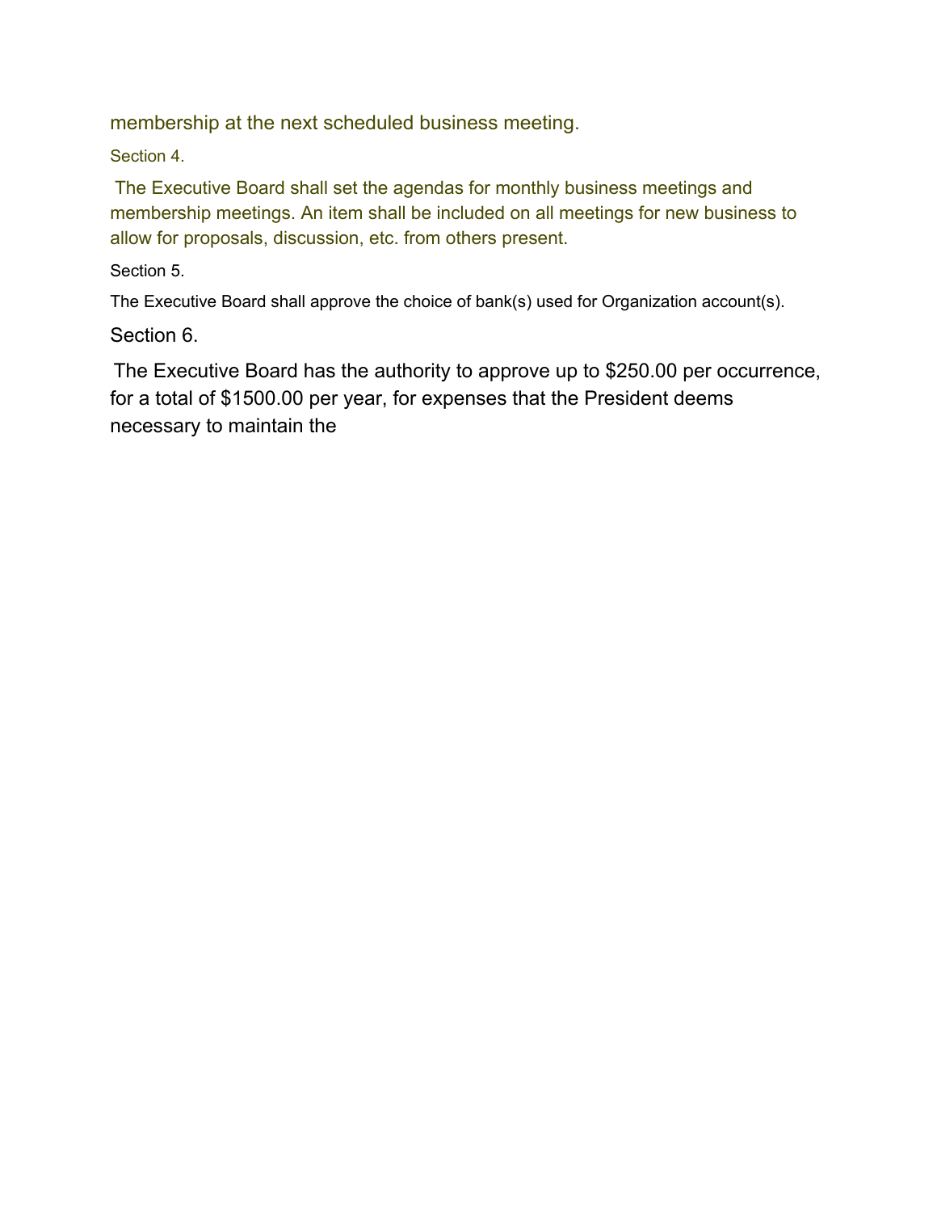membership at the next scheduled business meeting.

Section 4.

The Executive Board shall set the agendas for monthly business meetings and membership meetings. An item shall be included on all meetings for new business to allow for proposals, discussion, etc. from others present.

Section 5.

The Executive Board shall approve the choice of bank(s) used for Organization account(s).

Section 6.

The Executive Board has the authority to approve up to $250.00 per occurrence, for a total of $1500.00 per year, for expenses that the President deems necessary to maintain the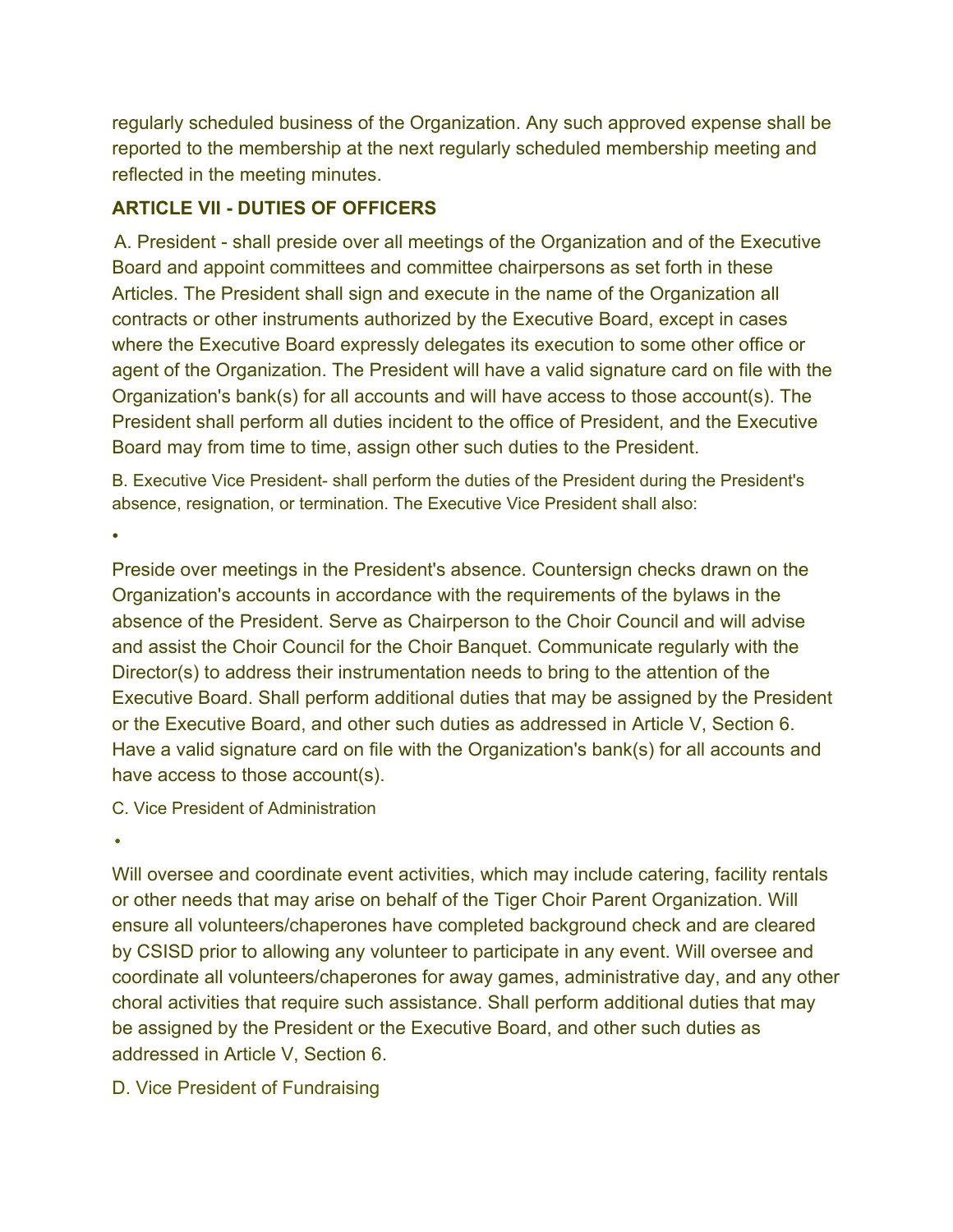regularly scheduled business of the Organization. Any such approved expense shall be reported to the membership at the next regularly scheduled membership meeting and reflected in the meeting minutes.

## ARTICLE VII - DUTIES OF OFFICERS

A. President - shall preside over all meetings of the Organization and of the Executive Board and appoint committees and committee chairpersons as set forth in these Articles. The President shall sign and execute in the name of the Organization all contracts or other instruments authorized by the Executive Board, except in cases where the Executive Board expressly delegates its execution to some other office or agent of the Organization. The President will have a valid signature card on file with the Organization's bank(s) for all accounts and will have access to those account(s). The President shall perform all duties incident to the office of President, and the Executive Board may from time to time, assign other such duties to the President.

B. Executive Vice President- shall perform the duties of the President during the President's absence, resignation, or termination. The Executive Vice President shall also:

- Preside over meetings in the President's absence. Countersign checks drawn on the Organization's accounts in accordance with the requirements of the bylaws in the absence of the President. Serve as Chairperson to the Choir Council and will advise and assist the Choir Council for the Choir Banquet. Communicate regularly with the Director(s) to address their instrumentation needs to bring to the attention of the Executive Board. Shall perform additional duties that may be assigned by the President or the Executive Board, and other such duties as addressed in Article V, Section 6. Have a valid signature card on file with the Organization's bank(s) for all accounts and have access to those account(s).

C. Vice President of Administration

- Will oversee and coordinate event activities, which may include catering, facility rentals or other needs that may arise on behalf of the Tiger Choir Parent Organization. Will ensure all volunteers/chaperones have completed background check and are cleared by CSISD prior to allowing any volunteer to participate in any event. Will oversee and coordinate all volunteers/chaperones for away games, administrative day, and any other choral activities that require such assistance. Shall perform additional duties that may be assigned by the President or the Executive Board, and other such duties as addressed in Article V, Section 6.

D. Vice President of Fundraising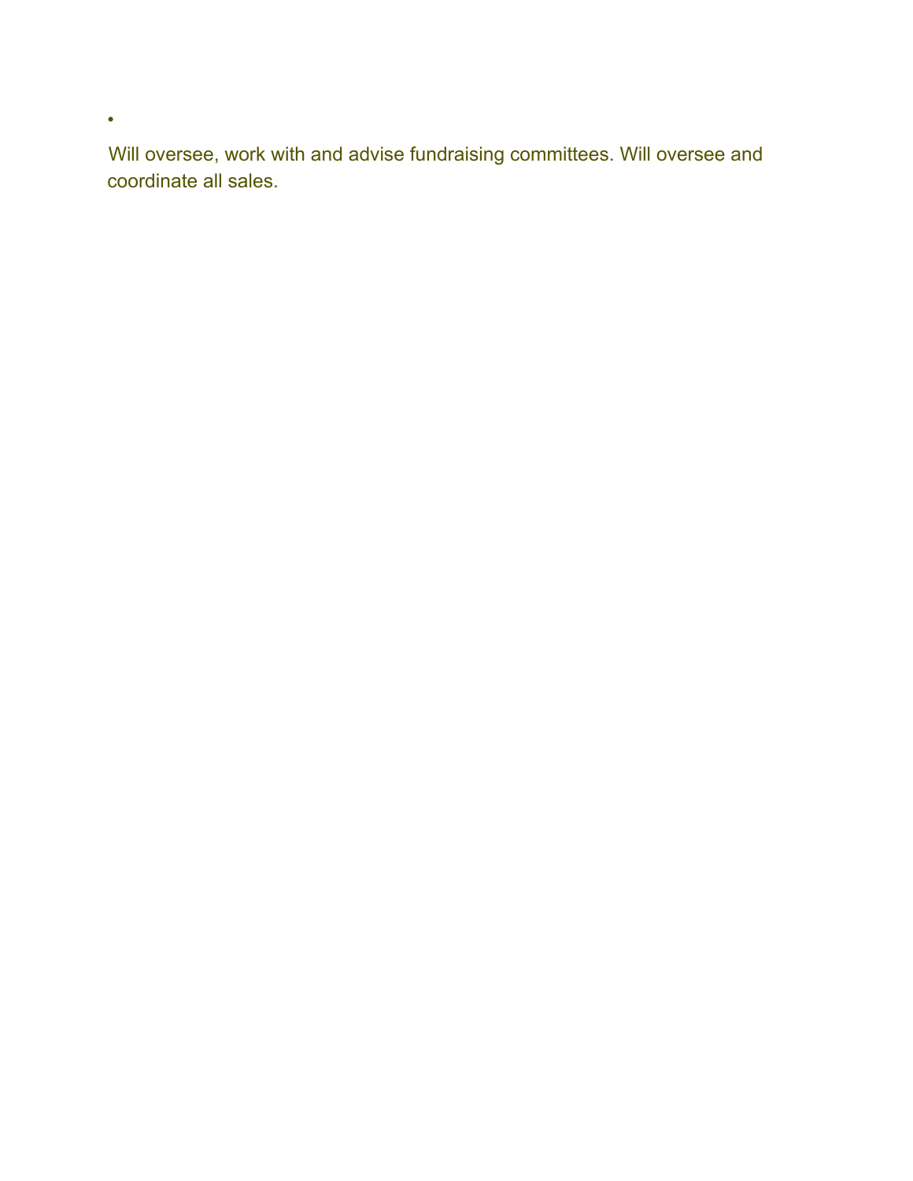- Will oversee, work with and advise fundraising committees. Will oversee and coordinate all sales.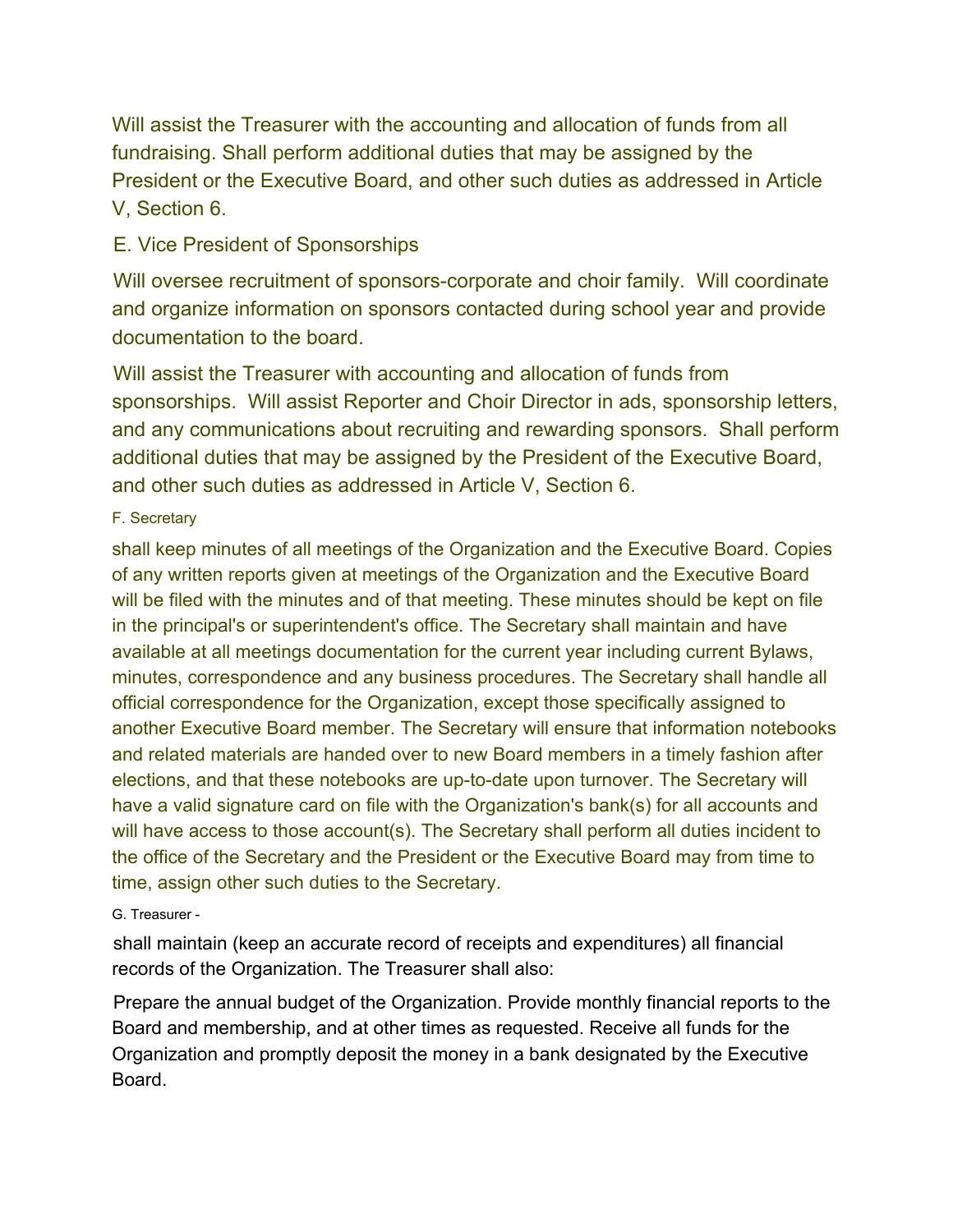Will assist the Treasurer with the accounting and allocation of funds from all fundraising. Shall perform additional duties that may be assigned by the President or the Executive Board, and other such duties as addressed in Article V, Section 6.

E. Vice President of Sponsorships

Will oversee recruitment of sponsors-corporate and choir family. Will coordinate and organize information on sponsors contacted during school year and provide documentation to the board.

Will assist the Treasurer with accounting and allocation of funds from sponsorships. Will assist Reporter and Choir Director in ads, sponsorship letters, and any communications about recruiting and rewarding sponsors. Shall perform additional duties that may be assigned by the President of the Executive Board, and other such duties as addressed in Article V, Section 6.

F. Secretary

shall keep minutes of all meetings of the Organization and the Executive Board. Copies of any written reports given at meetings of the Organization and the Executive Board will be filed with the minutes and of that meeting. These minutes should be kept on file in the principal's or superintendent's office. The Secretary shall maintain and have available at all meetings documentation for the current year including current Bylaws, minutes, correspondence and any business procedures. The Secretary shall handle all official correspondence for the Organization, except those specifically assigned to another Executive Board member. The Secretary will ensure that information notebooks and related materials are handed over to new Board members in a timely fashion after elections, and that these notebooks are up-to-date upon turnover. The Secretary will have a valid signature card on file with the Organization's bank(s) for all accounts and will have access to those account(s). The Secretary shall perform all duties incident to the office of the Secretary and the President or the Executive Board may from time to time, assign other such duties to the Secretary.

G. Treasurer -

shall maintain (keep an accurate record of receipts and expenditures) all financial records of the Organization. The Treasurer shall also:

Prepare the annual budget of the Organization. Provide monthly financial reports to the Board and membership, and at other times as requested. Receive all funds for the Organization and promptly deposit the money in a bank designated by the Executive Board.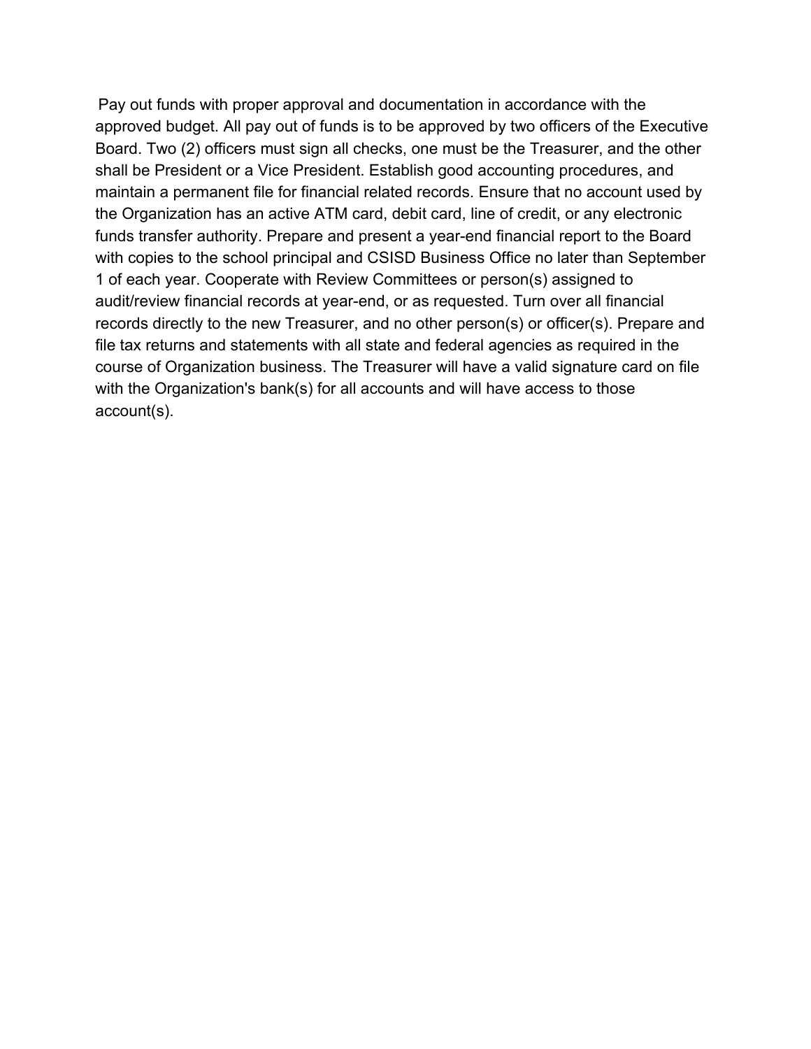Pay out funds with proper approval and documentation in accordance with the approved budget. All pay out of funds is to be approved by two officers of the Executive Board. Two (2) officers must sign all checks, one must be the Treasurer, and the other shall be President or a Vice President. Establish good accounting procedures, and maintain a permanent file for financial related records. Ensure that no account used by the Organization has an active ATM card, debit card, line of credit, or any electronic funds transfer authority. Prepare and present a year-end financial report to the Board with copies to the school principal and CSISD Business Office no later than September 1 of each year. Cooperate with Review Committees or person(s) assigned to audit/review financial records at year-end, or as requested. Turn over all financial records directly to the new Treasurer, and no other person(s) or officer(s). Prepare and file tax returns and statements with all state and federal agencies as required in the course of Organization business. The Treasurer will have a valid signature card on file with the Organization's bank(s) for all accounts and will have access to those account(s).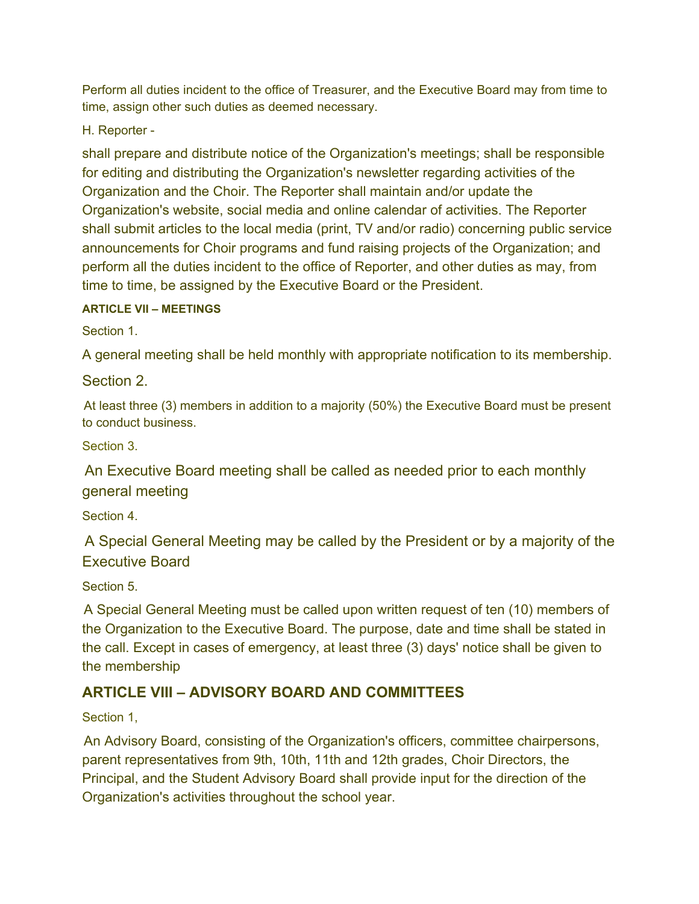Perform all duties incident to the office of Treasurer, and the Executive Board may from time to time, assign other such duties as deemed necessary.

H. Reporter -

shall prepare and distribute notice of the Organization's meetings; shall be responsible for editing and distributing the Organization's newsletter regarding activities of the Organization and the Choir. The Reporter shall maintain and/or update the Organization's website, social media and online calendar of activities. The Reporter shall submit articles to the local media (print, TV and/or radio) concerning public service announcements for Choir programs and fund raising projects of the Organization; and perform all the duties incident to the office of Reporter, and other duties as may, from time to time, be assigned by the Executive Board or the President.

**ARTICLE VII – MEETINGS**

Section 1.

A general meeting shall be held monthly with appropriate notification to its membership.

Section 2.

At least three (3) members in addition to a majority (50%) the Executive Board must be present to conduct business.

Section 3.

An Executive Board meeting shall be called as needed prior to each monthly general meeting

Section 4.

A Special General Meeting may be called by the President or by a majority of the Executive Board

Section 5.

A Special General Meeting must be called upon written request of ten (10) members of the Organization to the Executive Board. The purpose, date and time shall be stated in the call. Except in cases of emergency, at least three (3) days' notice shall be given to the membership

## ARTICLE VIII – ADVISORY BOARD AND COMMITTEES

Section 1,

An Advisory Board, consisting of the Organization's officers, committee chairpersons, parent representatives from 9th, 10th, 11th and 12th grades, Choir Directors, the Principal, and the Student Advisory Board shall provide input for the direction of the Organization's activities throughout the school year.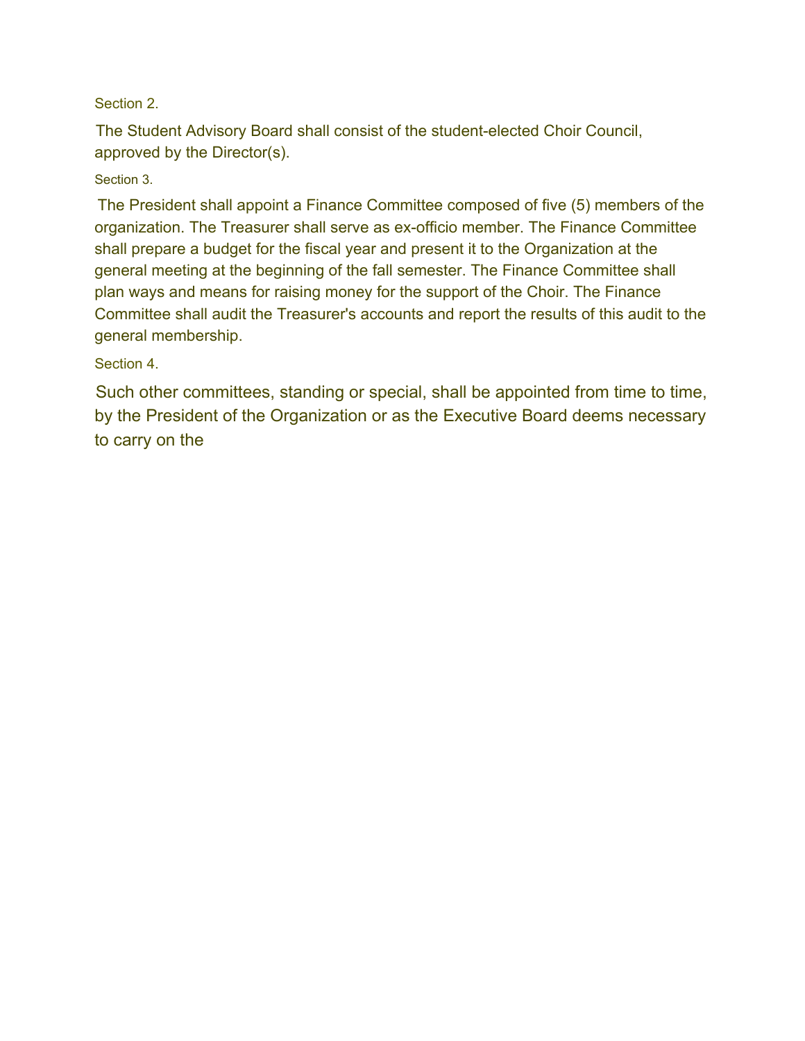Section 2.

The Student Advisory Board shall consist of the student-elected Choir Council, approved by the Director(s).

Section 3.

The President shall appoint a Finance Committee composed of five (5) members of the organization. The Treasurer shall serve as ex-officio member. The Finance Committee shall prepare a budget for the fiscal year and present it to the Organization at the general meeting at the beginning of the fall semester. The Finance Committee shall plan ways and means for raising money for the support of the Choir. The Finance Committee shall audit the Treasurer's accounts and report the results of this audit to the general membership.

Section 4.

Such other committees, standing or special, shall be appointed from time to time, by the President of the Organization or as the Executive Board deems necessary to carry on the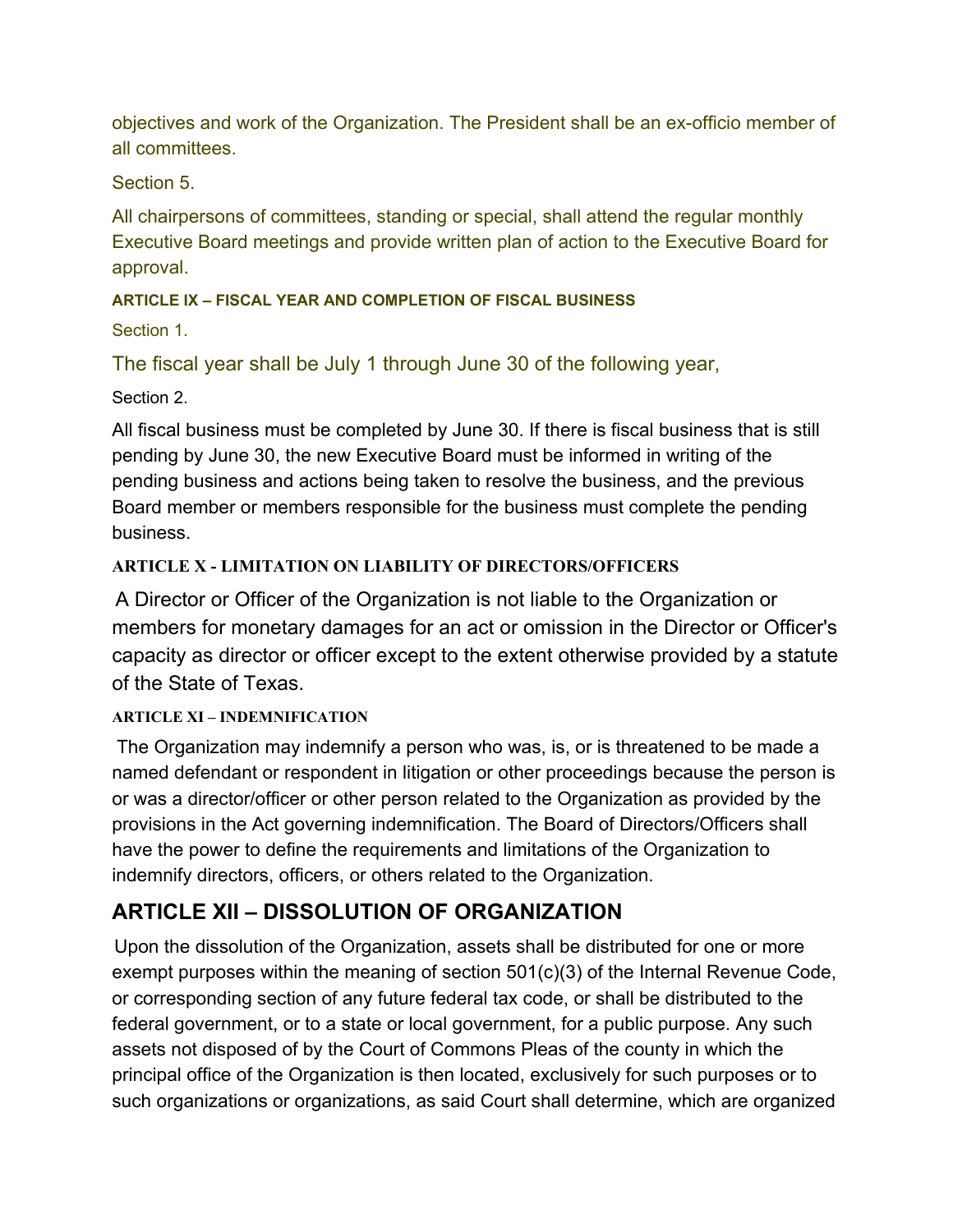objectives and work of the Organization. The President shall be an ex-officio member of all committees.

Section 5.

All chairpersons of committees, standing or special, shall attend the regular monthly Executive Board meetings and provide written plan of action to the Executive Board for approval.

#### ARTICLE IX – FISCAL YEAR AND COMPLETION OF FISCAL BUSINESS

Section 1.

The fiscal year shall be July 1 through June 30 of the following year,

Section 2.

All fiscal business must be completed by June 30. If there is fiscal business that is still pending by June 30, the new Executive Board must be informed in writing of the pending business and actions being taken to resolve the business, and the previous Board member or members responsible for the business must complete the pending business.

#### ARTICLE X - LIMITATION ON LIABILITY OF DIRECTORS/OFFICERS

A Director or Officer of the Organization is not liable to the Organization or members for monetary damages for an act or omission in the Director or Officer's capacity as director or officer except to the extent otherwise provided by a statute of the State of Texas.

#### ARTICLE XI – INDEMNIFICATION

The Organization may indemnify a person who was, is, or is threatened to be made a named defendant or respondent in litigation or other proceedings because the person is or was a director/officer or other person related to the Organization as provided by the provisions in the Act governing indemnification. The Board of Directors/Officers shall have the power to define the requirements and limitations of the Organization to indemnify directors, officers, or others related to the Organization.

## ARTICLE XII – DISSOLUTION OF ORGANIZATION

Upon the dissolution of the Organization, assets shall be distributed for one or more exempt purposes within the meaning of section 501(c)(3) of the Internal Revenue Code, or corresponding section of any future federal tax code, or shall be distributed to the federal government, or to a state or local government, for a public purpose. Any such assets not disposed of by the Court of Commons Pleas of the county in which the principal office of the Organization is then located, exclusively for such purposes or to such organizations or organizations, as said Court shall determine, which are organized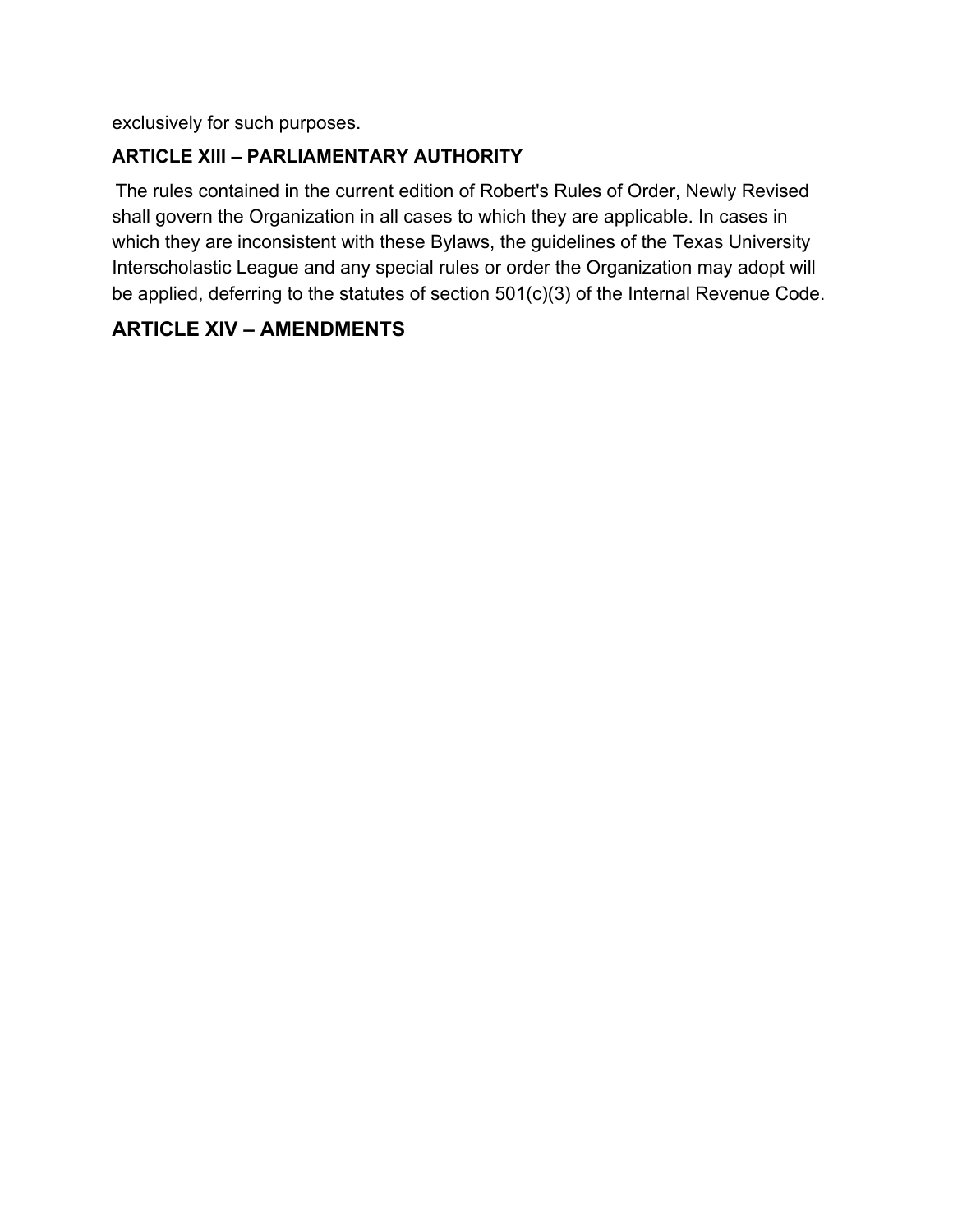exclusively for such purposes.

### ARTICLE XIII – PARLIAMENTARY AUTHORITY

The rules contained in the current edition of Robert's Rules of Order, Newly Revised shall govern the Organization in all cases to which they are applicable. In cases in which they are inconsistent with these Bylaws, the guidelines of the Texas University Interscholastic League and any special rules or order the Organization may adopt will be applied, deferring to the statutes of section 501(c)(3) of the Internal Revenue Code.

## ARTICLE XIV – AMENDMENTS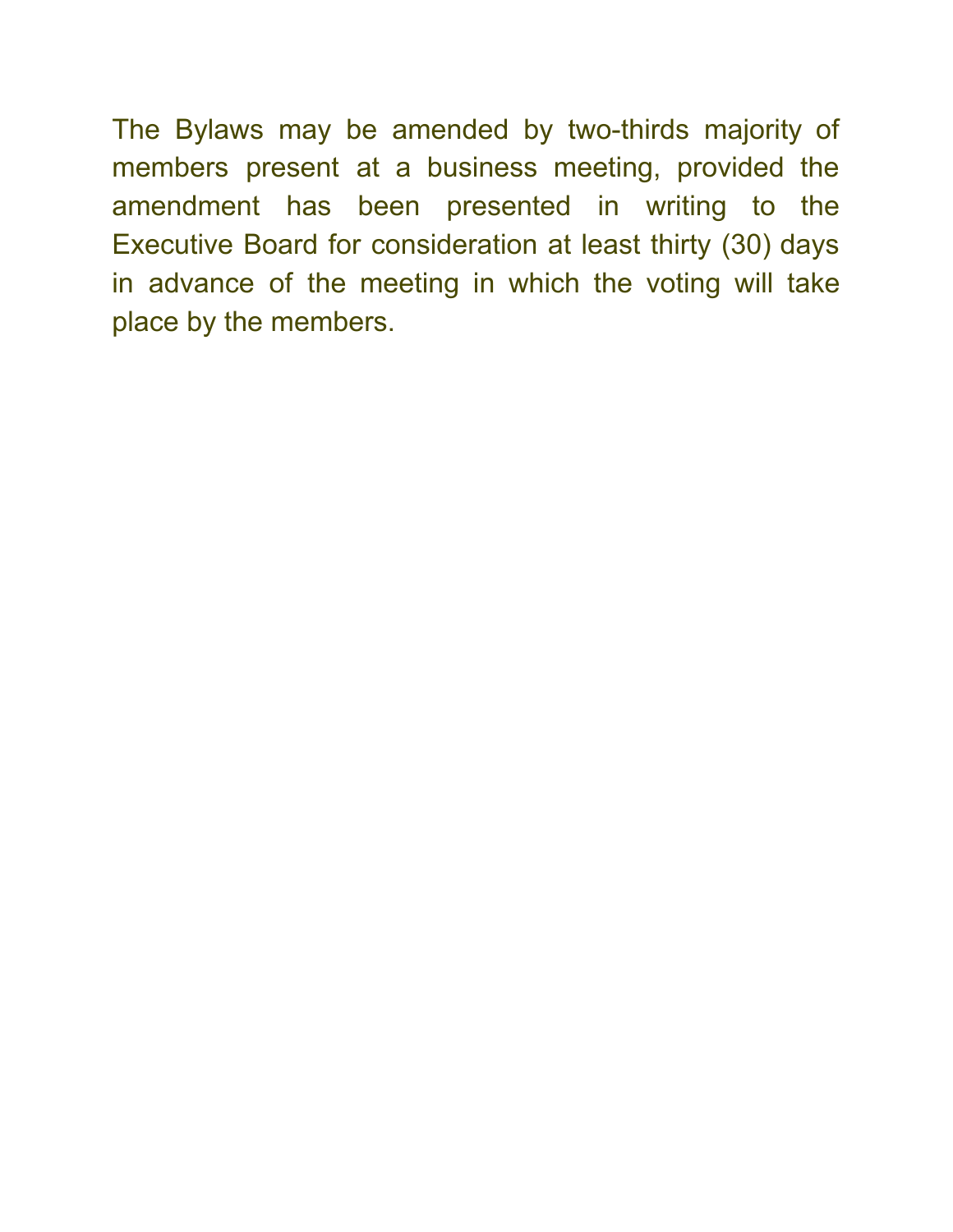The Bylaws may be amended by two-thirds majority of members present at a business meeting, provided the amendment has been presented in writing to the Executive Board for consideration at least thirty (30) days in advance of the meeting in which the voting will take place by the members.